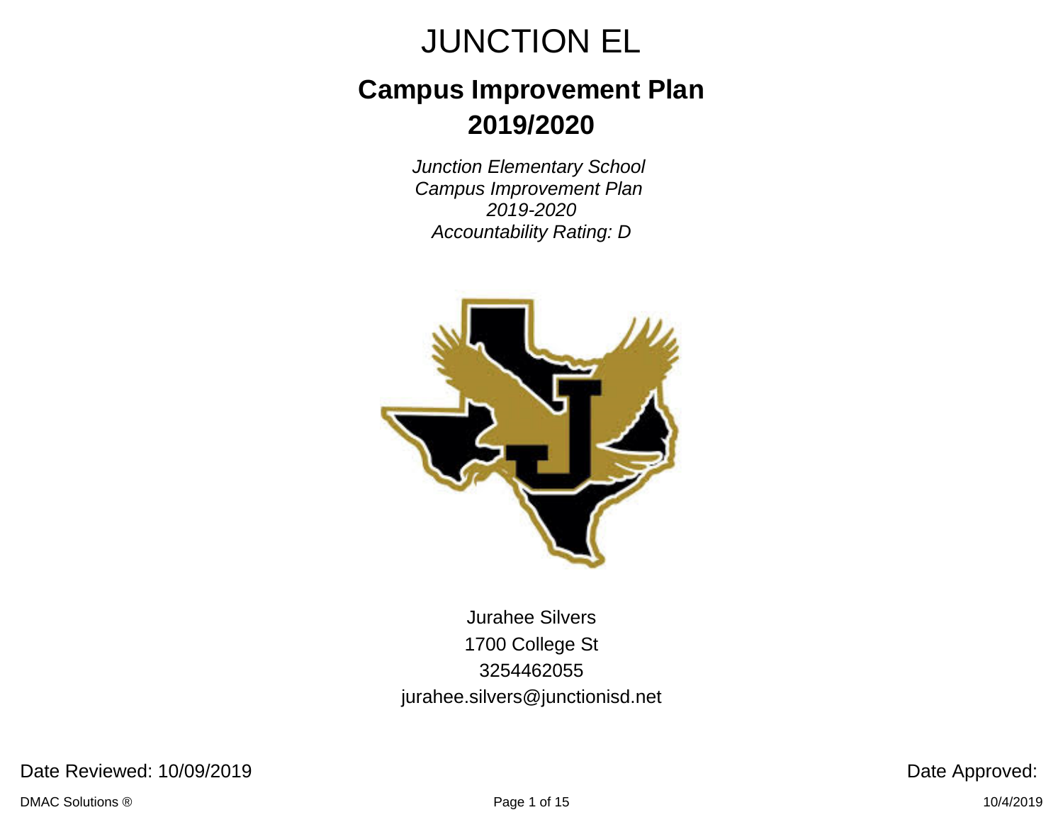# JUNCTION EL

## Campus Improvement Plan 2019/2020

*Junction Elementary School*
*Campus Improvement Plan*
*2019-2020*
*Accountability Rating: D*

Jurahee Silvers
1700 College St
3254462055
jurahee.silvers@junctionisd.net

Date Reviewed: 10/09/2019

Date Approved: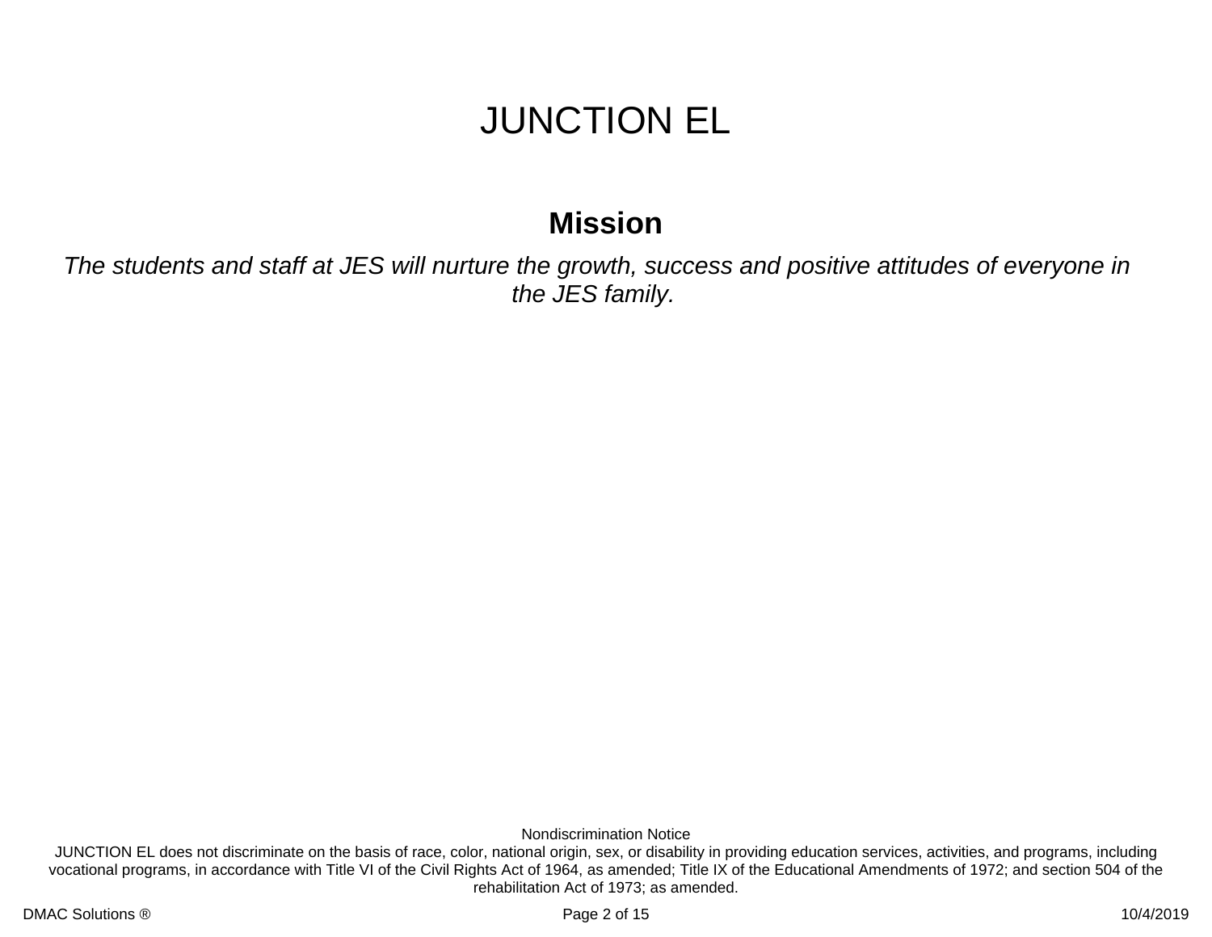# JUNCTION EL

## Mission

*The students and staff at JES will nurture the growth, success and positive attitudes of everyone in the JES family.*

Nondiscrimination Notice

JUNCTION EL does not discriminate on the basis of race, color, national origin, sex, or disability in providing education services, activities, and programs, including vocational programs, in accordance with Title VI of the Civil Rights Act of 1964, as amended; Title IX of the Educational Amendments of 1972; and section 504 of the rehabilitation Act of 1973; as amended.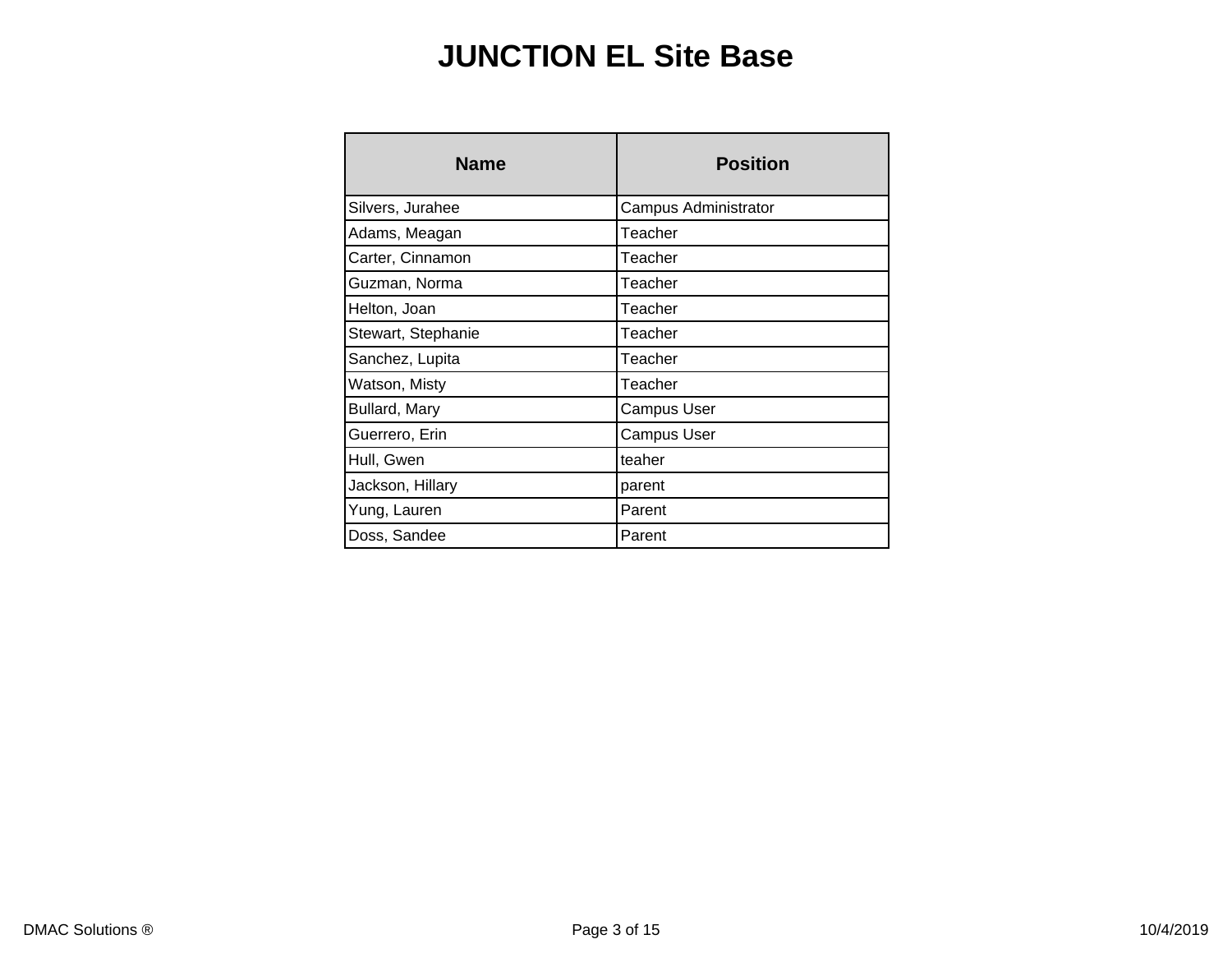# JUNCTION EL Site Base

| Name | Position |
| --- | --- |
| Silvers, Jurahee | Campus Administrator |
| Adams, Meagan | Teacher |
| Carter, Cinnamon | Teacher |
| Guzman, Norma | Teacher |
| Helton, Joan | Teacher |
| Stewart, Stephanie | Teacher |
| Sanchez, Lupita | Teacher |
| Watson, Misty | Teacher |
| Bullard, Mary | Campus User |
| Guerrero, Erin | Campus User |
| Hull, Gwen | teaher |
| Jackson, Hillary | parent |
| Yung, Lauren | Parent |
| Doss, Sandee | Parent |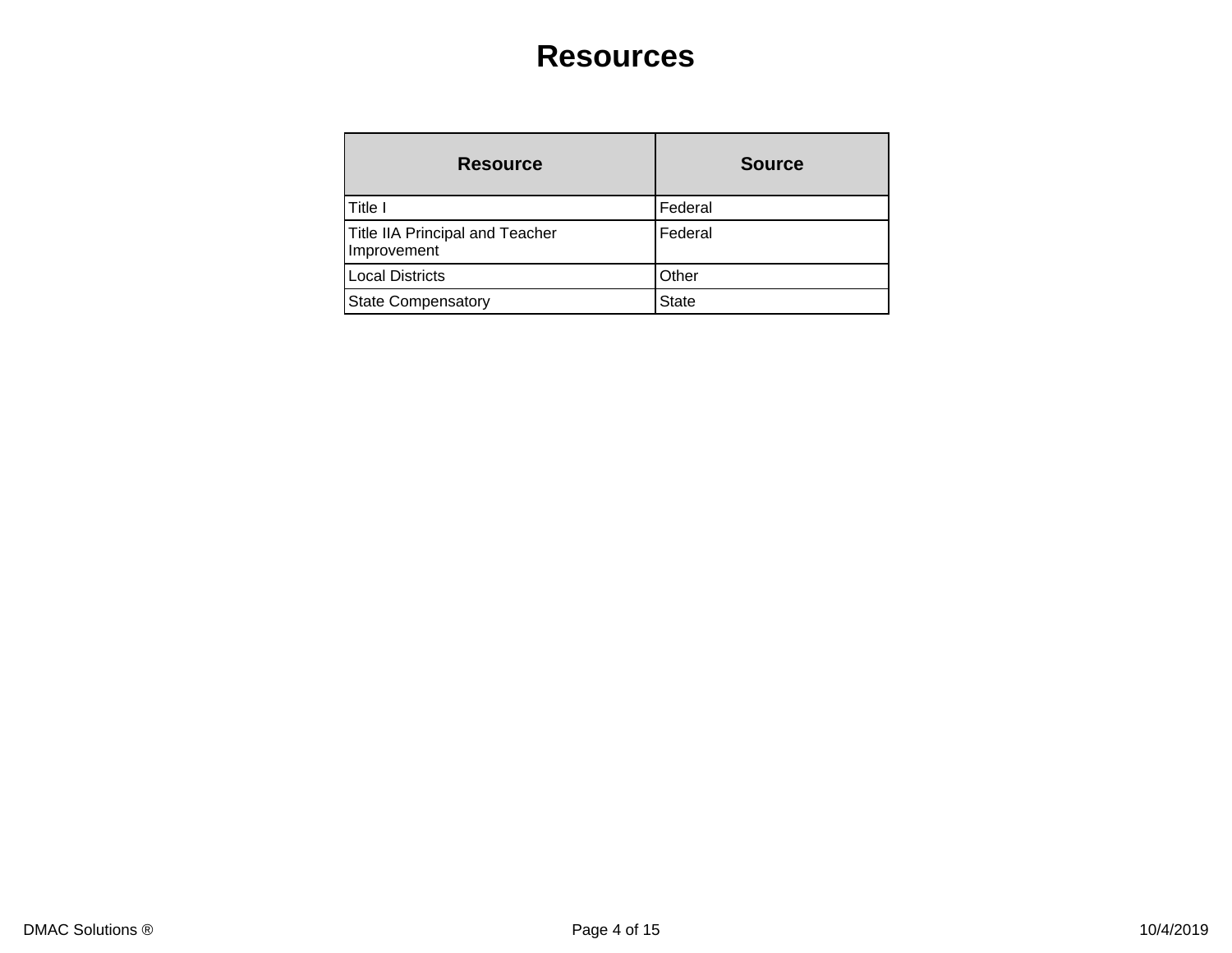# Resources

| Resource | Source |
|---|---|
| Title I | Federal |
| Title IIA Principal and Teacher Improvement | Federal |
| Local Districts | Other |
| State Compensatory | State |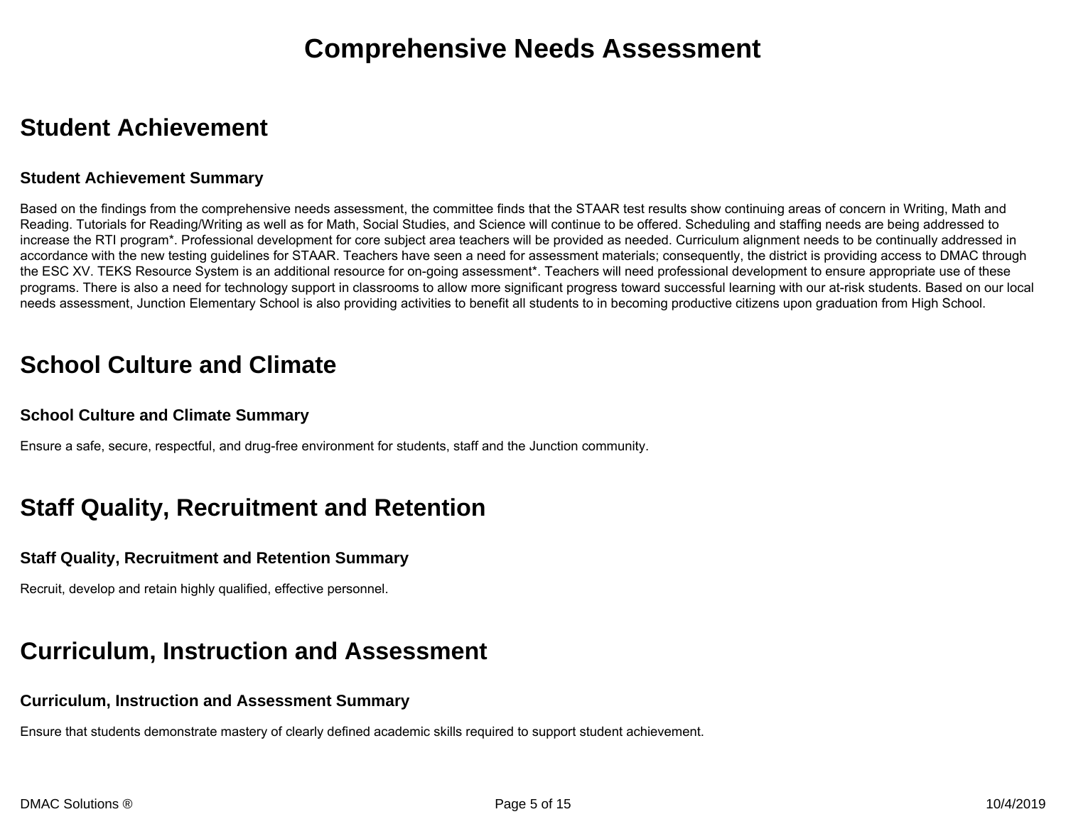# Comprehensive Needs Assessment

## Student Achievement

### Student Achievement Summary

Based on the findings from the comprehensive needs assessment, the committee finds that the STAAR test results show continuing areas of concern in Writing, Math and Reading. Tutorials for Reading/Writing as well as for Math, Social Studies, and Science will continue to be offered. Scheduling and staffing needs are being addressed to increase the RTI program*. Professional development for core subject area teachers will be provided as needed. Curriculum alignment needs to be continually addressed in accordance with the new testing guidelines for STAAR. Teachers have seen a need for assessment materials; consequently, the district is providing access to DMAC through the ESC XV. TEKS Resource System is an additional resource for on-going assessment*. Teachers will need professional development to ensure appropriate use of these programs. There is also a need for technology support in classrooms to allow more significant progress toward successful learning with our at-risk students. Based on our local needs assessment, Junction Elementary School is also providing activities to benefit all students to in becoming productive citizens upon graduation from High School.

## School Culture and Climate

### School Culture and Climate Summary

Ensure a safe, secure, respectful, and drug-free environment for students, staff and the Junction community.

## Staff Quality, Recruitment and Retention

### Staff Quality, Recruitment and Retention Summary

Recruit, develop and retain highly qualified, effective personnel.

## Curriculum, Instruction and Assessment

### Curriculum, Instruction and Assessment Summary

Ensure that students demonstrate mastery of clearly defined academic skills required to support student achievement.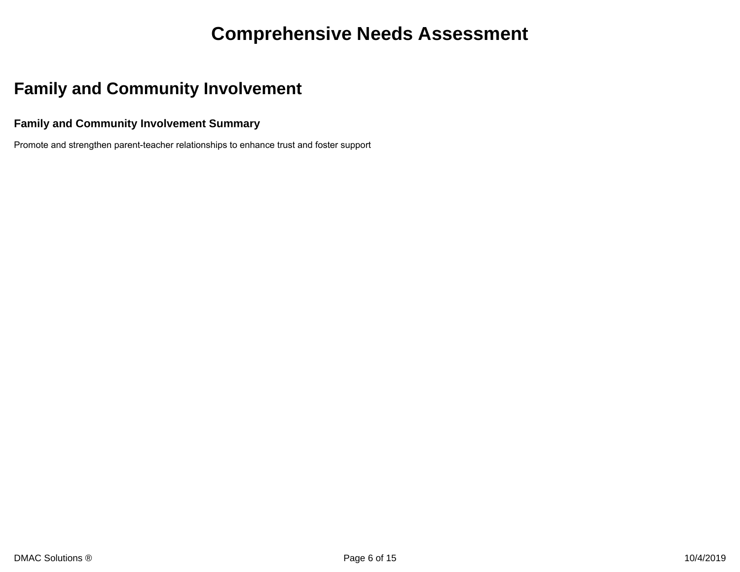# Comprehensive Needs Assessment

## Family and Community Involvement

### Family and Community Involvement Summary

Promote and strengthen parent-teacher relationships to enhance trust and foster support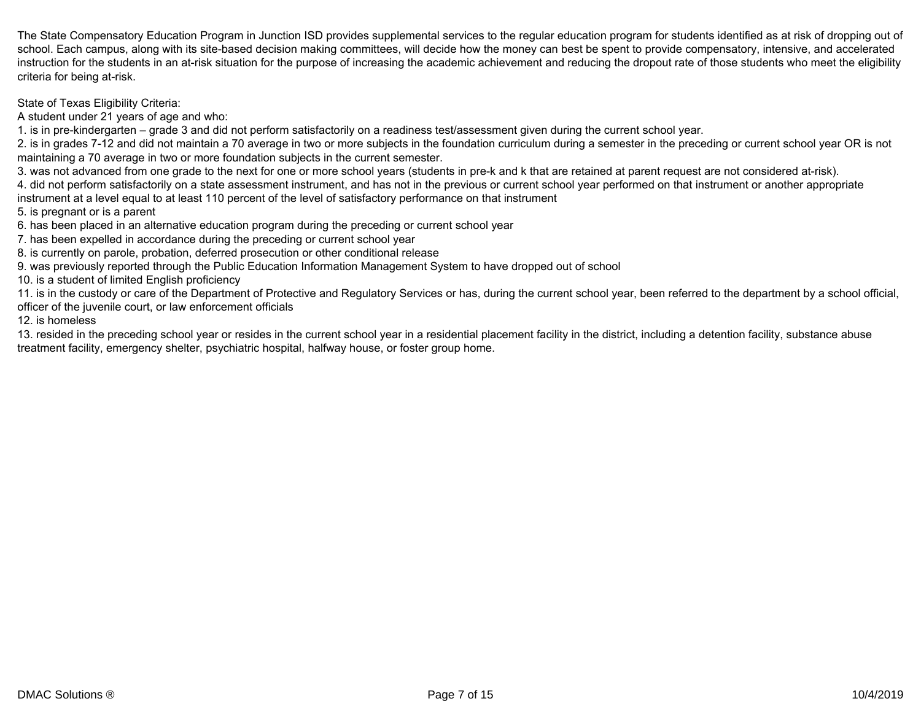The State Compensatory Education Program in Junction ISD provides supplemental services to the regular education program for students identified as at risk of dropping out of school. Each campus, along with its site-based decision making committees, will decide how the money can best be spent to provide compensatory, intensive, and accelerated instruction for the students in an at-risk situation for the purpose of increasing the academic achievement and reducing the dropout rate of those students who meet the eligibility criteria for being at-risk.

State of Texas Eligibility Criteria:
A student under 21 years of age and who:

1. is in pre-kindergarten – grade 3 and did not perform satisfactorily on a readiness test/assessment given during the current school year.
2. is in grades 7-12 and did not maintain a 70 average in two or more subjects in the foundation curriculum during a semester in the preceding or current school year OR is not maintaining a 70 average in two or more foundation subjects in the current semester.
3. was not advanced from one grade to the next for one or more school years (students in pre-k and k that are retained at parent request are not considered at-risk).
4. did not perform satisfactorily on a state assessment instrument, and has not in the previous or current school year performed on that instrument or another appropriate instrument at a level equal to at least 110 percent of the level of satisfactory performance on that instrument
5. is pregnant or is a parent
6. has been placed in an alternative education program during the preceding or current school year
7. has been expelled in accordance during the preceding or current school year
8. is currently on parole, probation, deferred prosecution or other conditional release
9. was previously reported through the Public Education Information Management System to have dropped out of school
10. is a student of limited English proficiency
11. is in the custody or care of the Department of Protective and Regulatory Services or has, during the current school year, been referred to the department by a school official, officer of the juvenile court, or law enforcement officials
12. is homeless
13. resided in the preceding school year or resides in the current school year in a residential placement facility in the district, including a detention facility, substance abuse treatment facility, emergency shelter, psychiatric hospital, halfway house, or foster group home.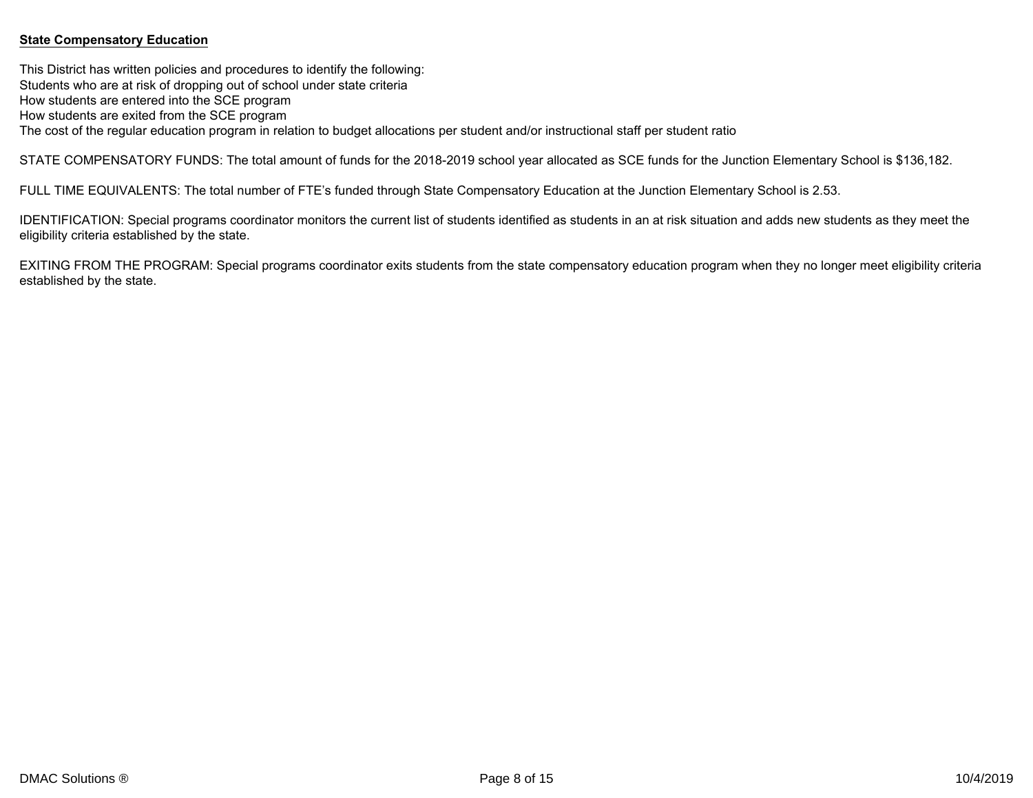**State Compensatory Education**

This District has written policies and procedures to identify the following:
Students who are at risk of dropping out of school under state criteria
How students are entered into the SCE program
How students are exited from the SCE program
The cost of the regular education program in relation to budget allocations per student and/or instructional staff per student ratio

STATE COMPENSATORY FUNDS: The total amount of funds for the 2018-2019 school year allocated as SCE funds for the Junction Elementary School is $136,182.

FULL TIME EQUIVALENTS: The total number of FTE's funded through State Compensatory Education at the Junction Elementary School is 2.53.

IDENTIFICATION: Special programs coordinator monitors the current list of students identified as students in an at risk situation and adds new students as they meet the eligibility criteria established by the state.

EXITING FROM THE PROGRAM: Special programs coordinator exits students from the state compensatory education program when they no longer meet eligibility criteria established by the state.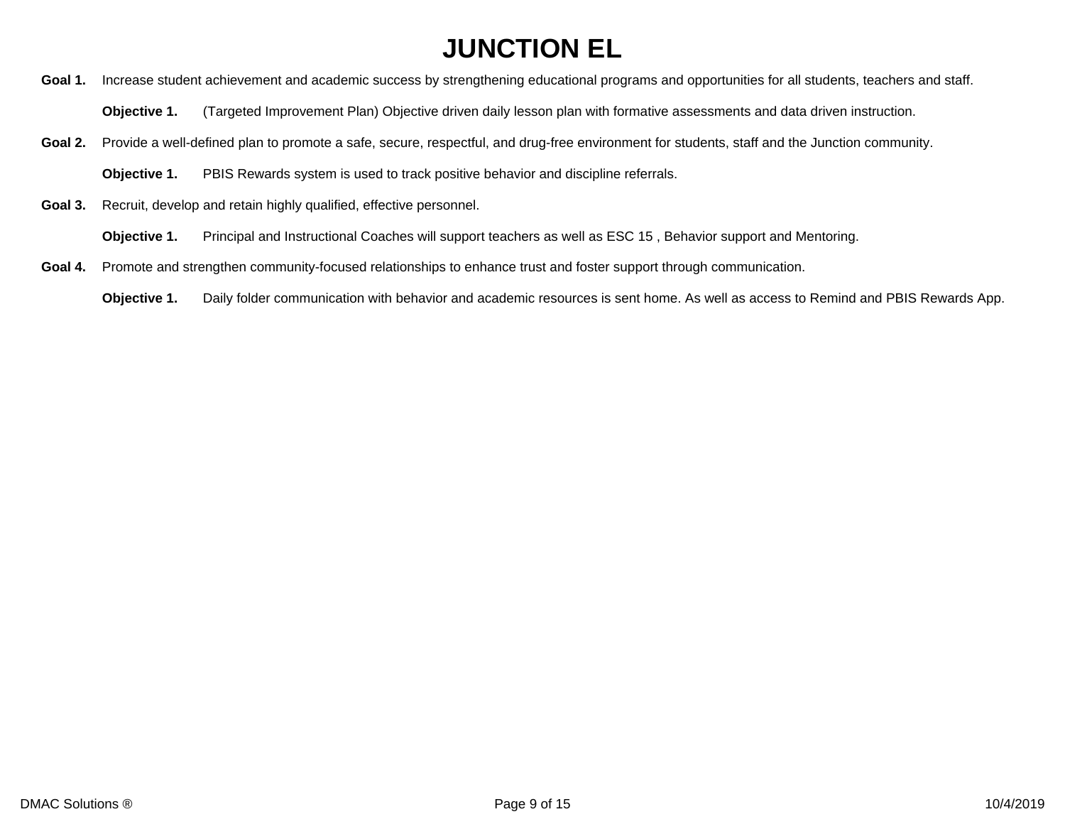# JUNCTION EL

**Goal 1.** Increase student achievement and academic success by strengthening educational programs and opportunities for all students, teachers and staff.

**Objective 1.** (Targeted Improvement Plan) Objective driven daily lesson plan with formative assessments and data driven instruction.

**Goal 2.** Provide a well-defined plan to promote a safe, secure, respectful, and drug-free environment for students, staff and the Junction community.

**Objective 1.** PBIS Rewards system is used to track positive behavior and discipline referrals.

**Goal 3.** Recruit, develop and retain highly qualified, effective personnel.

**Objective 1.** Principal and Instructional Coaches will support teachers as well as ESC 15 , Behavior support and Mentoring.

**Goal 4.** Promote and strengthen community-focused relationships to enhance trust and foster support through communication.

**Objective 1.** Daily folder communication with behavior and academic resources is sent home. As well as access to Remind and PBIS Rewards App.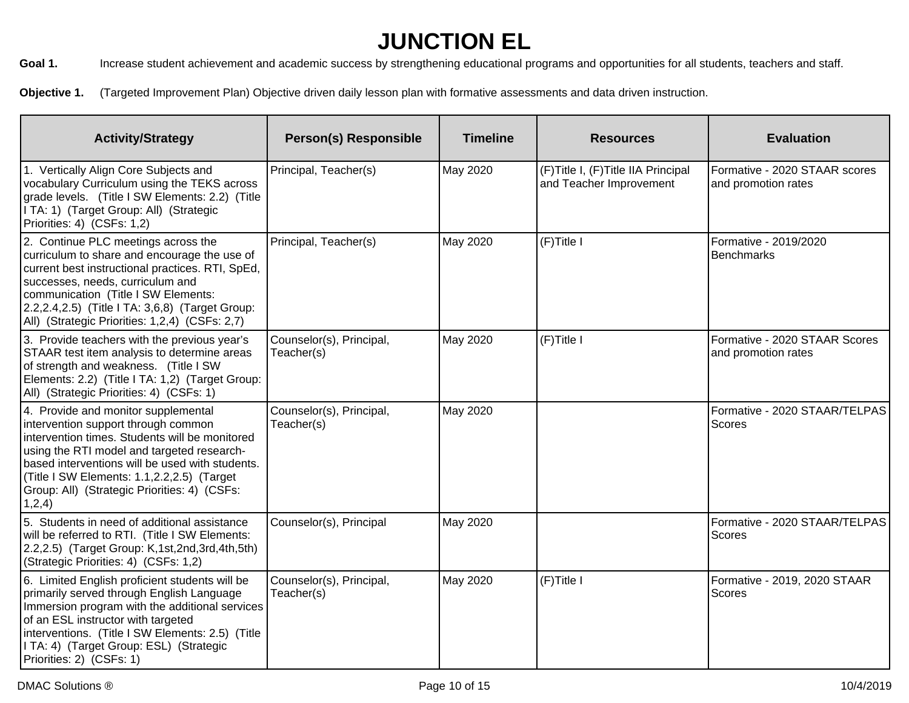# JUNCTION EL

**Goal 1.** Increase student achievement and academic success by strengthening educational programs and opportunities for all students, teachers and staff.

**Objective 1.** (Targeted Improvement Plan) Objective driven daily lesson plan with formative assessments and data driven instruction.

| Activity/Strategy | Person(s) Responsible | Timeline | Resources | Evaluation |
|---|---|---|---|---|
| 1. Vertically Align Core Subjects and vocabulary Curriculum using the TEKS across grade levels. (Title I SW Elements: 2.2) (Title I TA: 1) (Target Group: All) (Strategic Priorities: 4) (CSFs: 1,2) | Principal, Teacher(s) | May 2020 | (F)Title I, (F)Title IIA Principal and Teacher Improvement | Formative - 2020 STAAR scores and promotion rates |
| 2. Continue PLC meetings across the curriculum to share and encourage the use of current best instructional practices. RTI, SpEd, successes, needs, curriculum and communication (Title I SW Elements: 2.2,2.4,2.5) (Title I TA: 3,6,8) (Target Group: All) (Strategic Priorities: 1,2,4) (CSFs: 2,7) | Principal, Teacher(s) | May 2020 | (F)Title I | Formative - 2019/2020 Benchmarks |
| 3. Provide teachers with the previous year's STAAR test item analysis to determine areas of strength and weakness. (Title I SW Elements: 2.2) (Title I TA: 1,2) (Target Group: All) (Strategic Priorities: 4) (CSFs: 1) | Counselor(s), Principal, Teacher(s) | May 2020 | (F)Title I | Formative - 2020 STAAR Scores and promotion rates |
| 4. Provide and monitor supplemental intervention support through common intervention times. Students will be monitored using the RTI model and targeted research-based interventions will be used with students. (Title I SW Elements: 1.1,2.2,2.5) (Target Group: All) (Strategic Priorities: 4) (CSFs: 1,2,4) | Counselor(s), Principal, Teacher(s) | May 2020 | | Formative - 2020 STAAR/TELPAS Scores |
| 5. Students in need of additional assistance will be referred to RTI. (Title I SW Elements: 2.2,2.5) (Target Group: K,1st,2nd,3rd,4th,5th) (Strategic Priorities: 4) (CSFs: 1,2) | Counselor(s), Principal | May 2020 | | Formative - 2020 STAAR/TELPAS Scores |
| 6. Limited English proficient students will be primarily served through English Language Immersion program with the additional services of an ESL instructor with targeted interventions. (Title I SW Elements: 2.5) (Title I TA: 4) (Target Group: ESL) (Strategic Priorities: 2) (CSFs: 1) | Counselor(s), Principal, Teacher(s) | May 2020 | (F)Title I | Formative - 2019, 2020 STAAR Scores |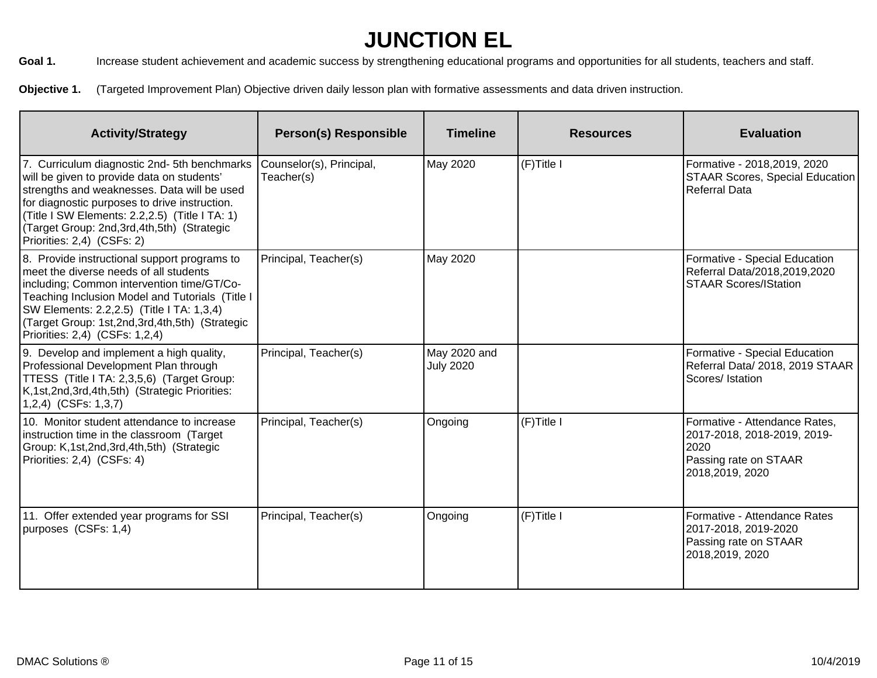# JUNCTION EL

**Goal 1.** Increase student achievement and academic success by strengthening educational programs and opportunities for all students, teachers and staff.

**Objective 1.** (Targeted Improvement Plan) Objective driven daily lesson plan with formative assessments and data driven instruction.

| Activity/Strategy | Person(s) Responsible | Timeline | Resources | Evaluation |
|---|---|---|---|---|
| 7. Curriculum diagnostic 2nd- 5th benchmarks will be given to provide data on students' strengths and weaknesses. Data will be used for diagnostic purposes to drive instruction. (Title I SW Elements: 2.2,2.5) (Title I TA: 1) (Target Group: 2nd,3rd,4th,5th) (Strategic Priorities: 2,4) (CSFs: 2) | Counselor(s), Principal, Teacher(s) | May 2020 | (F)Title I | Formative - 2018,2019, 2020 STAAR Scores, Special Education Referral Data |
| 8. Provide instructional support programs to meet the diverse needs of all students including; Common intervention time/GT/Co-Teaching Inclusion Model and Tutorials (Title I SW Elements: 2.2,2.5) (Title I TA: 1,3,4) (Target Group: 1st,2nd,3rd,4th,5th) (Strategic Priorities: 2,4) (CSFs: 1,2,4) | Principal, Teacher(s) | May 2020 | | Formative - Special Education Referral Data/2018,2019,2020 STAAR Scores/IStation |
| 9. Develop and implement a high quality, Professional Development Plan through TTESS (Title I TA: 2,3,5,6) (Target Group: K,1st,2nd,3rd,4th,5th) (Strategic Priorities: 1,2,4) (CSFs: 1,3,7) | Principal, Teacher(s) | May 2020 and July 2020 | | Formative - Special Education Referral Data/ 2018, 2019 STAAR Scores/ Istation |
| 10. Monitor student attendance to increase instruction time in the classroom (Target Group: K,1st,2nd,3rd,4th,5th) (Strategic Priorities: 2,4) (CSFs: 4) | Principal, Teacher(s) | Ongoing | (F)Title I | Formative - Attendance Rates, 2017-2018, 2018-2019, 2019-2020<br>Passing rate on STAAR 2018,2019, 2020 |
| 11. Offer extended year programs for SSI purposes (CSFs: 1,4) | Principal, Teacher(s) | Ongoing | (F)Title I | Formative - Attendance Rates 2017-2018, 2019-2020<br>Passing rate on STAAR 2018,2019, 2020 |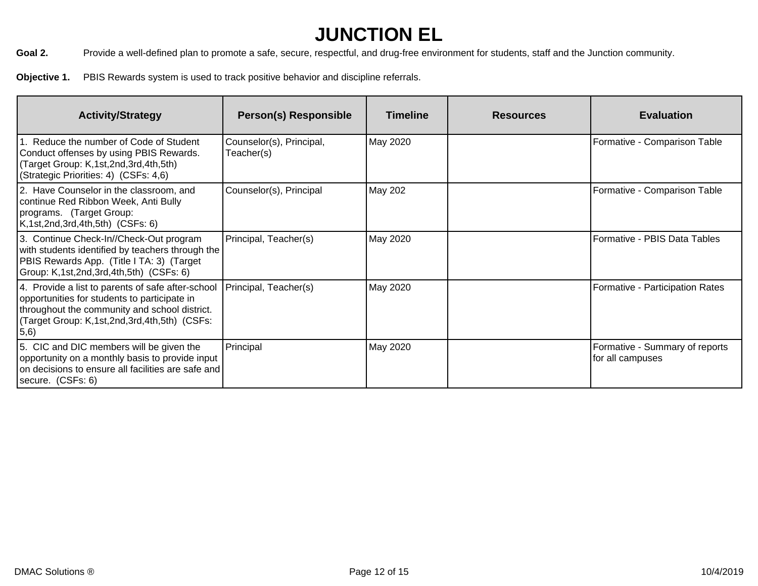# JUNCTION EL

**Goal 2.** Provide a well-defined plan to promote a safe, secure, respectful, and drug-free environment for students, staff and the Junction community.

**Objective 1.** PBIS Rewards system is used to track positive behavior and discipline referrals.

| Activity/Strategy | Person(s) Responsible | Timeline | Resources | Evaluation |
|---|---|---|---|---|
| 1. Reduce the number of Code of Student Conduct offenses by using PBIS Rewards. (Target Group: K,1st,2nd,3rd,4th,5th) (Strategic Priorities: 4) (CSFs: 4,6) | Counselor(s), Principal, Teacher(s) | May 2020 | | Formative - Comparison Table |
| 2. Have Counselor in the classroom, and continue Red Ribbon Week, Anti Bully programs. (Target Group: K,1st,2nd,3rd,4th,5th) (CSFs: 6) | Counselor(s), Principal | May 202 | | Formative - Comparison Table |
| 3. Continue Check-In//Check-Out program with students identified by teachers through the PBIS Rewards App. (Title I TA: 3) (Target Group: K,1st,2nd,3rd,4th,5th) (CSFs: 6) | Principal, Teacher(s) | May 2020 | | Formative - PBIS Data Tables |
| 4. Provide a list to parents of safe after-school opportunities for students to participate in throughout the community and school district. (Target Group: K,1st,2nd,3rd,4th,5th) (CSFs: 5,6) | Principal, Teacher(s) | May 2020 | | Formative - Participation Rates |
| 5. CIC and DIC members will be given the opportunity on a monthly basis to provide input on decisions to ensure all facilities are safe and secure. (CSFs: 6) | Principal | May 2020 | | Formative - Summary of reports for all campuses |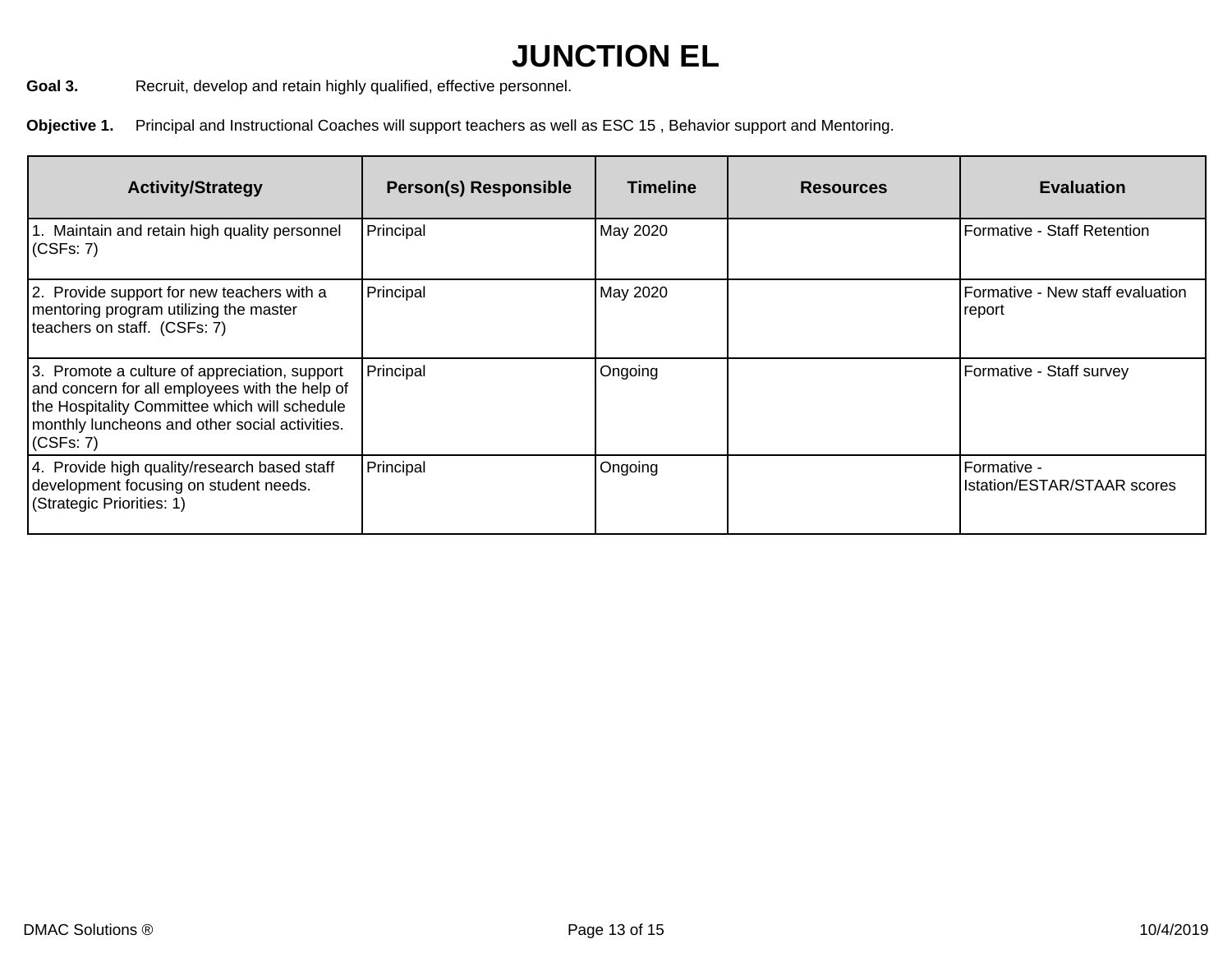# JUNCTION EL

**Goal 3.** Recruit, develop and retain highly qualified, effective personnel.

**Objective 1.** Principal and Instructional Coaches will support teachers as well as ESC 15 , Behavior support and Mentoring.

| Activity/Strategy | Person(s) Responsible | Timeline | Resources | Evaluation |
| --- | --- | --- | --- | --- |
| 1. Maintain and retain high quality personnel (CSFs: 7) | Principal | May 2020 | | Formative - Staff Retention |
| 2. Provide support for new teachers with a mentoring program utilizing the master teachers on staff. (CSFs: 7) | Principal | May 2020 | | Formative - New staff evaluation report |
| 3. Promote a culture of appreciation, support and concern for all employees with the help of the Hospitality Committee which will schedule monthly luncheons and other social activities. (CSFs: 7) | Principal | Ongoing | | Formative - Staff survey |
| 4. Provide high quality/research based staff development focusing on student needs. (Strategic Priorities: 1) | Principal | Ongoing | | Formative - Istation/ESTAR/STAAR scores |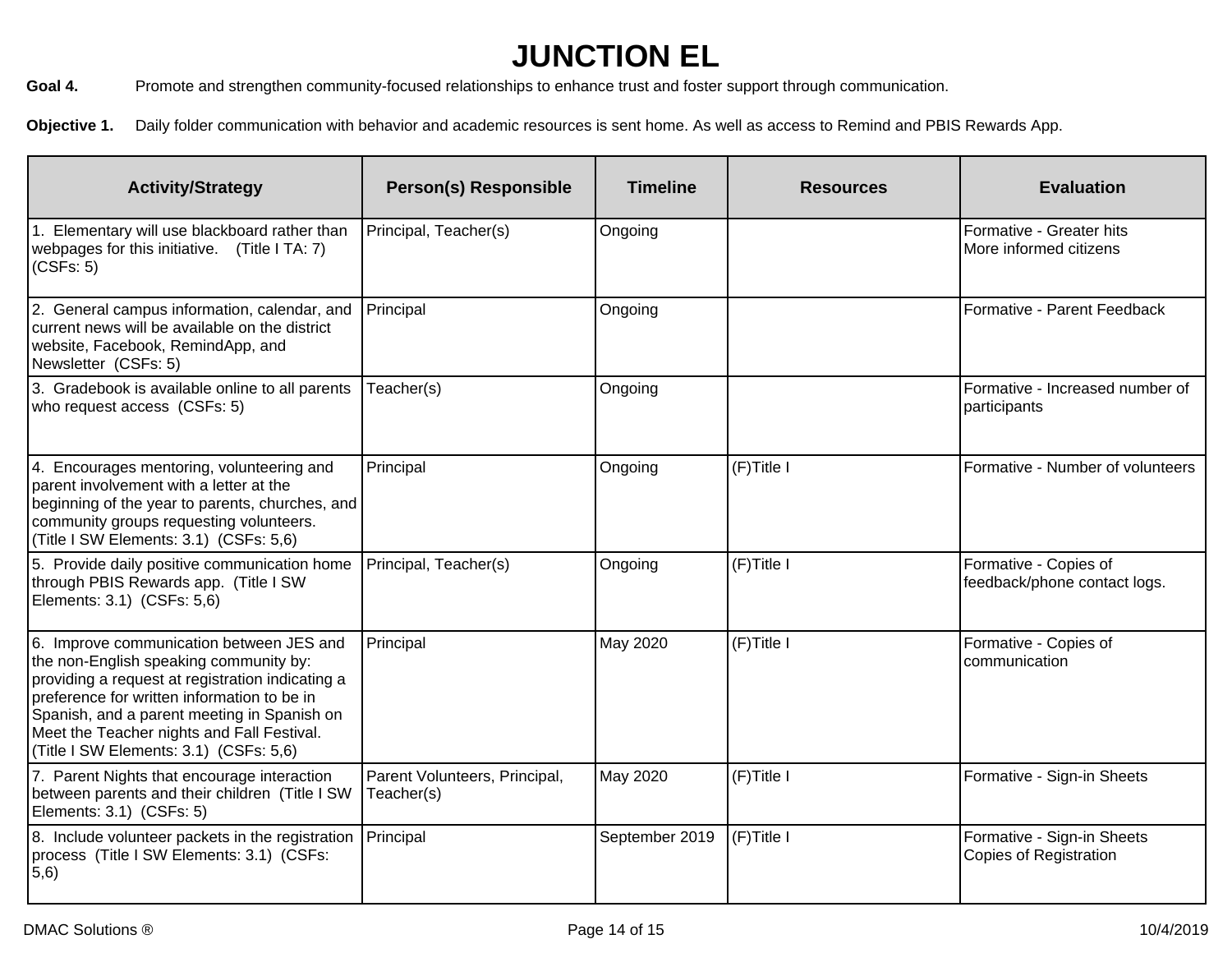# JUNCTION EL

**Goal 4.** Promote and strengthen community-focused relationships to enhance trust and foster support through communication.

**Objective 1.** Daily folder communication with behavior and academic resources is sent home. As well as access to Remind and PBIS Rewards App.

| Activity/Strategy | Person(s) Responsible | Timeline | Resources | Evaluation |
|---|---|---|---|---|
| 1. Elementary will use blackboard rather than webpages for this initiative. (Title I TA: 7) (CSFs: 5) | Principal, Teacher(s) | Ongoing | | Formative - Greater hits<br>More informed citizens |
| 2. General campus information, calendar, and current news will be available on the district website, Facebook, RemindApp, and Newsletter (CSFs: 5) | Principal | Ongoing | | Formative - Parent Feedback |
| 3. Gradebook is available online to all parents who request access (CSFs: 5) | Teacher(s) | Ongoing | | Formative - Increased number of participants |
| 4. Encourages mentoring, volunteering and parent involvement with a letter at the beginning of the year to parents, churches, and community groups requesting volunteers. (Title I SW Elements: 3.1) (CSFs: 5,6) | Principal | Ongoing | (F)Title I | Formative - Number of volunteers |
| 5. Provide daily positive communication home through PBIS Rewards app. (Title I SW Elements: 3.1) (CSFs: 5,6) | Principal, Teacher(s) | Ongoing | (F)Title I | Formative - Copies of feedback/phone contact logs. |
| 6. Improve communication between JES and the non-English speaking community by: providing a request at registration indicating a preference for written information to be in Spanish, and a parent meeting in Spanish on Meet the Teacher nights and Fall Festival. (Title I SW Elements: 3.1) (CSFs: 5,6) | Principal | May 2020 | (F)Title I | Formative - Copies of communication |
| 7. Parent Nights that encourage interaction between parents and their children (Title I SW Elements: 3.1) (CSFs: 5) | Parent Volunteers, Principal, Teacher(s) | May 2020 | (F)Title I | Formative - Sign-in Sheets |
| 8. Include volunteer packets in the registration process (Title I SW Elements: 3.1) (CSFs: 5,6) | Principal | September 2019 | (F)Title I | Formative - Sign-in Sheets<br>Copies of Registration |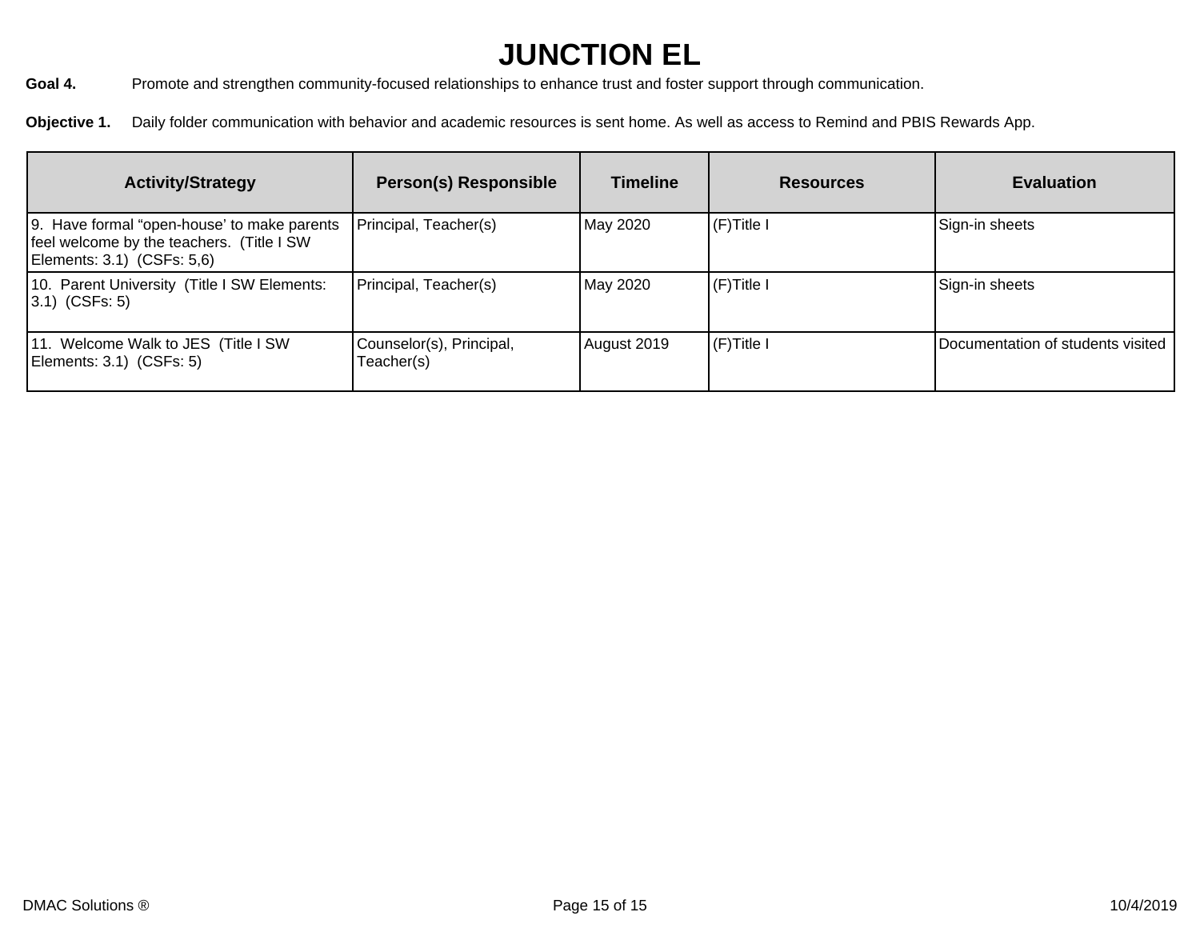# JUNCTION EL

**Goal 4.** Promote and strengthen community-focused relationships to enhance trust and foster support through communication.

**Objective 1.** Daily folder communication with behavior and academic resources is sent home. As well as access to Remind and PBIS Rewards App.

| Activity/Strategy | Person(s) Responsible | Timeline | Resources | Evaluation |
|---|---|---|---|---|
| 9. Have formal “open-house’ to make parents feel welcome by the teachers. (Title I SW Elements: 3.1) (CSFs: 5,6) | Principal, Teacher(s) | May 2020 | (F)Title I | Sign-in sheets |
| 10. Parent University (Title I SW Elements: 3.1) (CSFs: 5) | Principal, Teacher(s) | May 2020 | (F)Title I | Sign-in sheets |
| 11. Welcome Walk to JES (Title I SW Elements: 3.1) (CSFs: 5) | Counselor(s), Principal, Teacher(s) | August 2019 | (F)Title I | Documentation of students visited |